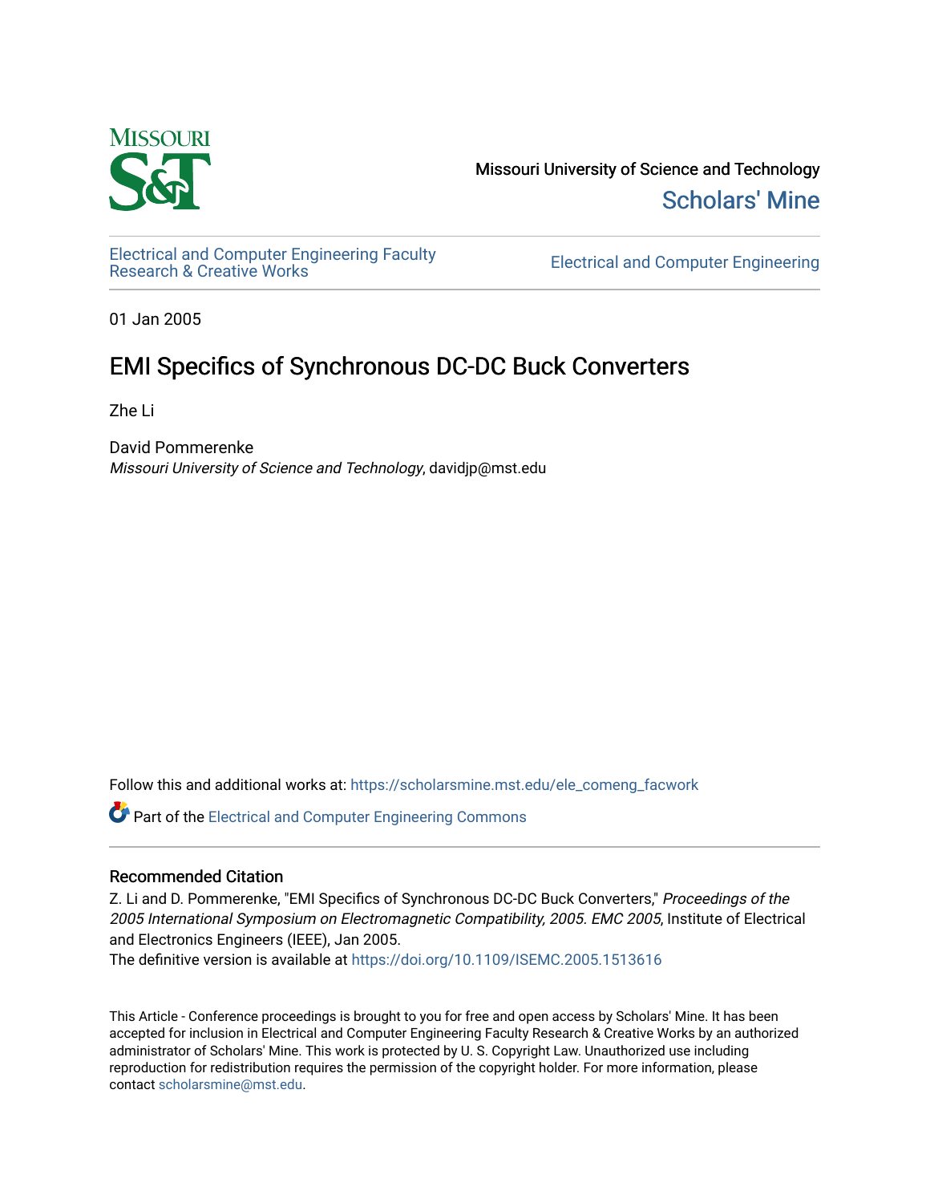Missouri University of Science and Technology

Scholars' Mine

Electrical and Computer Engineering Faculty Research & Creative Works

Electrical and Computer Engineering

01 Jan 2005

# EMI Specifics of Synchronous DC-DC Buck Converters

Zhe Li

David Pommerenke
*Missouri University of Science and Technology*, davidjp@mst.edu

Follow this and additional works at: https://scholarsmine.mst.edu/ele_comeng_facwork

Part of the Electrical and Computer Engineering Commons

## Recommended Citation

Z. Li and D. Pommerenke, "EMI Specifics of Synchronous DC-DC Buck Converters," *Proceedings of the 2005 International Symposium on Electromagnetic Compatibility, 2005. EMC 2005*, Institute of Electrical and Electronics Engineers (IEEE), Jan 2005.
The definitive version is available at https://doi.org/10.1109/ISEMC.2005.1513616

This Article - Conference proceedings is brought to you for free and open access by Scholars' Mine. It has been accepted for inclusion in Electrical and Computer Engineering Faculty Research & Creative Works by an authorized administrator of Scholars' Mine. This work is protected by U. S. Copyright Law. Unauthorized use including reproduction for redistribution requires the permission of the copyright holder. For more information, please contact scholarsmine@mst.edu.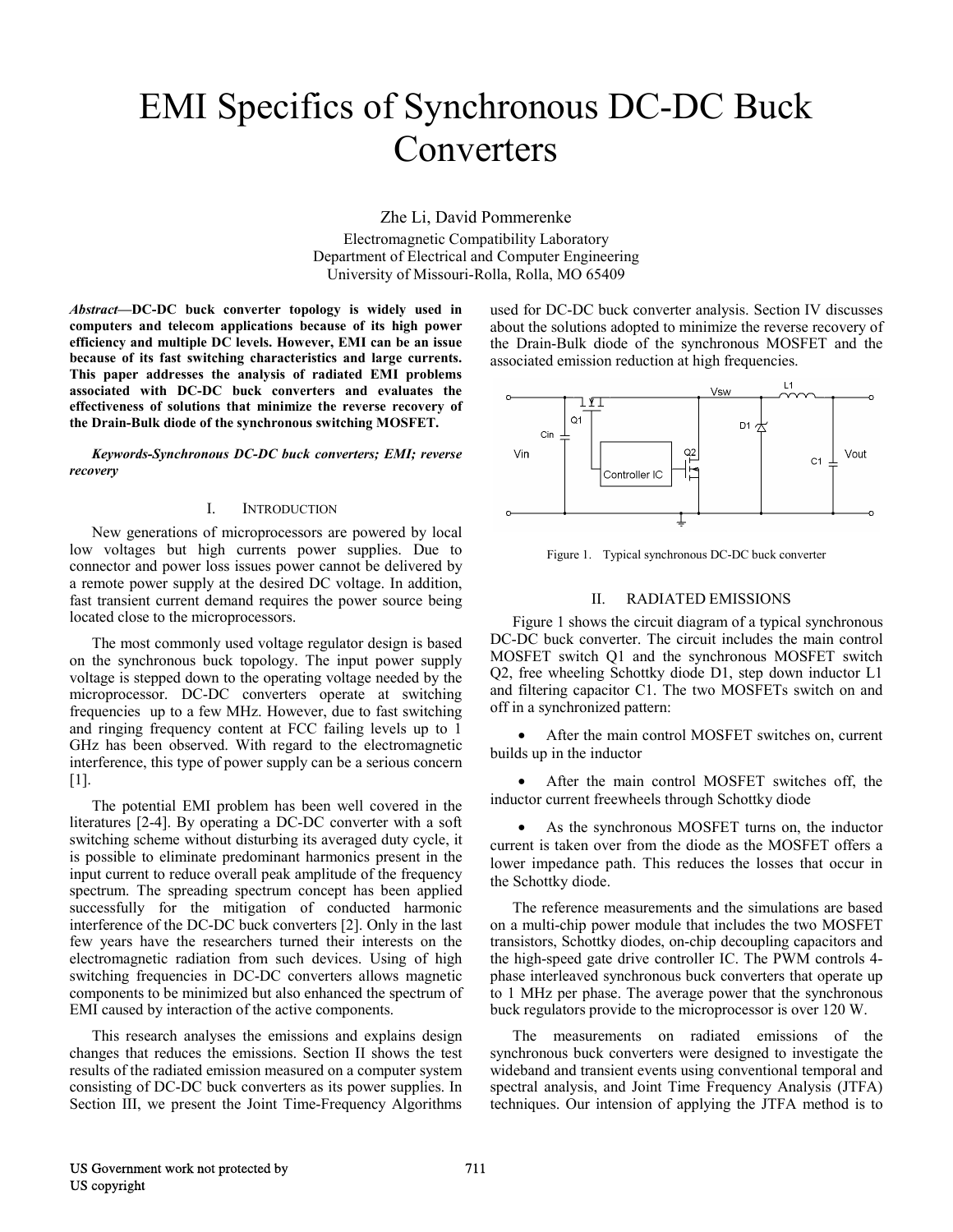# EMI Specifics of Synchronous DC-DC Buck Converters

Zhe Li, David Pommerenke
Electromagnetic Compatibility Laboratory
Department of Electrical and Computer Engineering
University of Missouri-Rolla, Rolla, MO 65409

***Abstract*—DC-DC buck converter topology is widely used in computers and telecom applications because of its high power efficiency and multiple DC levels. However, EMI can be an issue because of its fast switching characteristics and large currents. This paper addresses the analysis of radiated EMI problems associated with DC-DC buck converters and evaluates the effectiveness of solutions that minimize the reverse recovery of the Drain-Bulk diode of the synchronous switching MOSFET.**

***Keywords-Synchronous DC-DC buck converters; EMI; reverse recovery***

## I. INTRODUCTION

New generations of microprocessors are powered by local low voltages but high currents power supplies. Due to connector and power loss issues power cannot be delivered by a remote power supply at the desired DC voltage. In addition, fast transient current demand requires the power source being located close to the microprocessors.

The most commonly used voltage regulator design is based on the synchronous buck topology. The input power supply voltage is stepped down to the operating voltage needed by the microprocessor. DC-DC converters operate at switching frequencies up to a few MHz. However, due to fast switching and ringing frequency content at FCC failing levels up to 1 GHz has been observed. With regard to the electromagnetic interference, this type of power supply can be a serious concern [1].

The potential EMI problem has been well covered in the literatures [2-4]. By operating a DC-DC converter with a soft switching scheme without disturbing its averaged duty cycle, it is possible to eliminate predominant harmonics present in the input current to reduce overall peak amplitude of the frequency spectrum. The spreading spectrum concept has been applied successfully for the mitigation of conducted harmonic interference of the DC-DC buck converters [2]. Only in the last few years have the researchers turned their interests on the electromagnetic radiation from such devices. Using of high switching frequencies in DC-DC converters allows magnetic components to be minimized but also enhanced the spectrum of EMI caused by interaction of the active components.

This research analyses the emissions and explains design changes that reduces the emissions. Section II shows the test results of the radiated emission measured on a computer system consisting of DC-DC buck converters as its power supplies. In Section III, we present the Joint Time-Frequency Algorithms used for DC-DC buck converter analysis. Section IV discusses about the solutions adopted to minimize the reverse recovery of the Drain-Bulk diode of the synchronous MOSFET and the associated emission reduction at high frequencies.

Figure 1. Typical synchronous DC-DC buck converter

## II. RADIATED EMISSIONS

Figure 1 shows the circuit diagram of a typical synchronous DC-DC buck converter. The circuit includes the main control MOSFET switch Q1 and the synchronous MOSFET switch Q2, free wheeling Schottky diode D1, step down inductor L1 and filtering capacitor C1. The two MOSFETs switch on and off in a synchronized pattern:

- After the main control MOSFET switches on, current builds up in the inductor
- After the main control MOSFET switches off, the inductor current freewheels through Schottky diode
- As the synchronous MOSFET turns on, the inductor current is taken over from the diode as the MOSFET offers a lower impedance path. This reduces the losses that occur in the Schottky diode.

The reference measurements and the simulations are based on a multi-chip power module that includes the two MOSFET transistors, Schottky diodes, on-chip decoupling capacitors and the high-speed gate drive controller IC. The PWM controls 4-phase interleaved synchronous buck converters that operate up to 1 MHz per phase. The average power that the synchronous buck regulators provide to the microprocessor is over 120 W.

The measurements on radiated emissions of the synchronous buck converters were designed to investigate the wideband and transient events using conventional temporal and spectral analysis, and Joint Time Frequency Analysis (JTFA) techniques. Our intension of applying the JTFA method is to

US Government work not protected by US copyright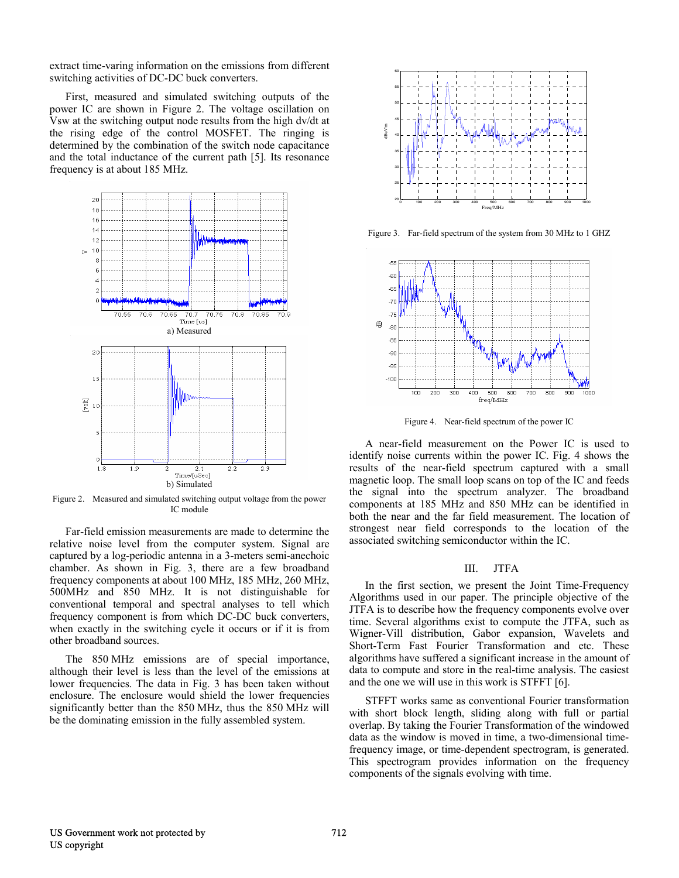extract time-varing information on the emissions from different switching activities of DC-DC buck converters.

First, measured and simulated switching outputs of the power IC are shown in Figure 2. The voltage oscillation on Vsw at the switching output node results from the high dv/dt at the rising edge of the control MOSFET. The ringing is determined by the combination of the switch node capacitance and the total inductance of the current path [5]. Its resonance frequency is at about 185 MHz.

a) Measured

b) Simulated

Figure 2. Measured and simulated switching output voltage from the power IC module

Far-field emission measurements are made to determine the relative noise level from the computer system. Signal are captured by a log-periodic antenna in a 3-meters semi-anechoic chamber. As shown in Fig. 3, there are a few broadband frequency components at about 100 MHz, 185 MHz, 260 MHz, 500MHz and 850 MHz. It is not distinguishable for conventional temporal and spectral analyses to tell which frequency component is from which DC-DC buck converters, when exactly in the switching cycle it occurs or if it is from other broadband sources.

The 850 MHz emissions are of special importance, although their level is less than the level of the emissions at lower frequencies. The data in Fig. 3 has been taken without enclosure. The enclosure would shield the lower frequencies significantly better than the 850 MHz, thus the 850 MHz will be the dominating emission in the fully assembled system.

Figure 3. Far-field spectrum of the system from 30 MHz to 1 GHZ

Figure 4. Near-field spectrum of the power IC

A near-field measurement on the Power IC is used to identify noise currents within the power IC. Fig. 4 shows the results of the near-field spectrum captured with a small magnetic loop. The small loop scans on top of the IC and feeds the signal into the spectrum analyzer. The broadband components at 185 MHz and 850 MHz can be identified in both the near and the far field measurement. The location of strongest near field corresponds to the location of the associated switching semiconductor within the IC.

## III. JTFA

In the first section, we present the Joint Time-Frequency Algorithms used in our paper. The principle objective of the JTFA is to describe how the frequency components evolve over time. Several algorithms exist to compute the JTFA, such as Wigner-Vill distribution, Gabor expansion, Wavelets and Short-Term Fast Fourier Transformation and etc. These algorithms have suffered a significant increase in the amount of data to compute and store in the real-time analysis. The easiest and the one we will use in this work is STFFT [6].

STFFT works same as conventional Fourier transformation with short block length, sliding along with full or partial overlap. By taking the Fourier Transformation of the windowed data as the window is moved in time, a two-dimensional time-frequency image, or time-dependent spectrogram, is generated. This spectrogram provides information on the frequency components of the signals evolving with time.

US Government work not protected by US copyright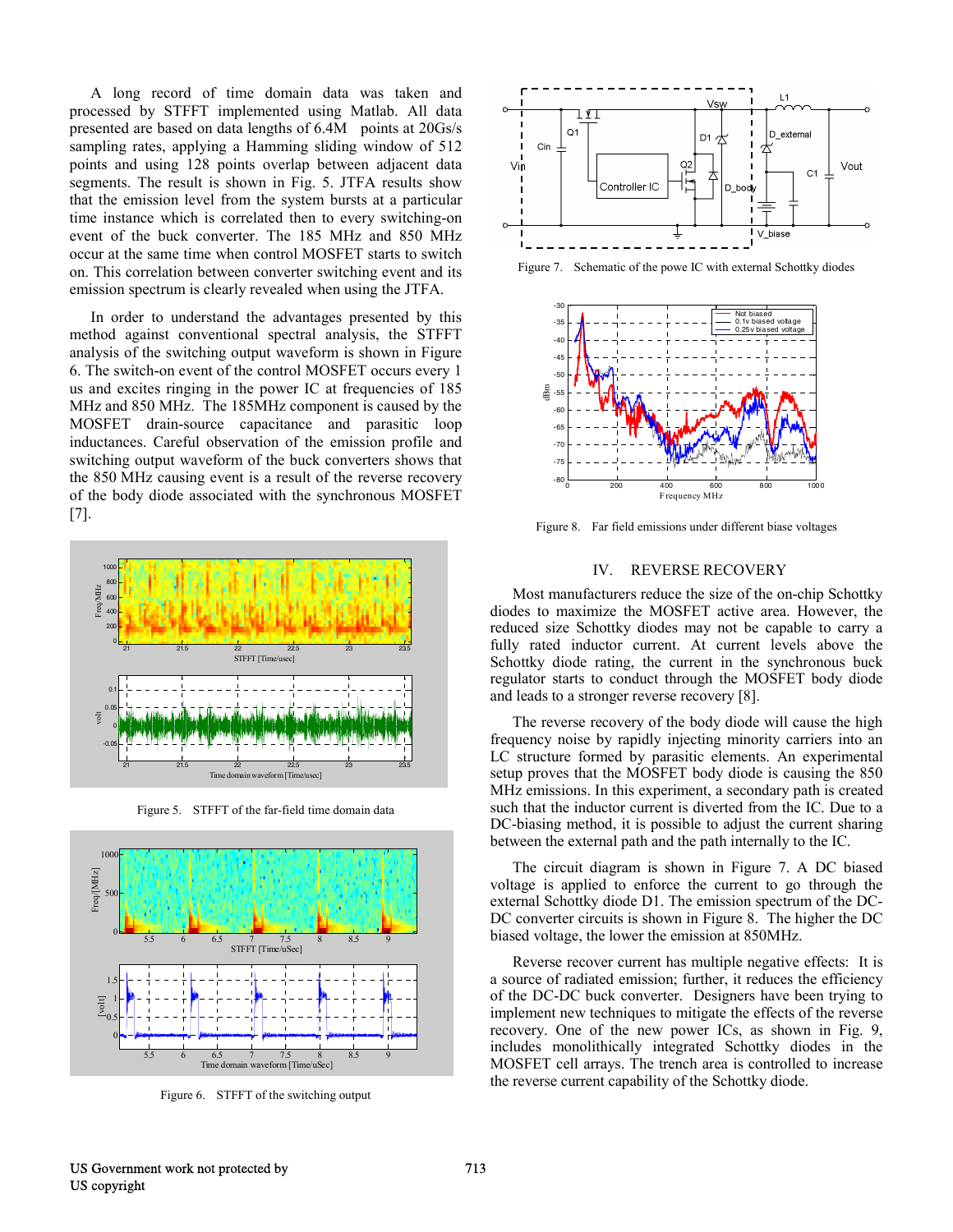A long record of time domain data was taken and processed by STFFT implemented using Matlab. All data presented are based on data lengths of 6.4M points at 20Gs/s sampling rates, applying a Hamming sliding window of 512 points and using 128 points overlap between adjacent data segments. The result is shown in Fig. 5. JTFA results show that the emission level from the system bursts at a particular time instance which is correlated then to every switching-on event of the buck converter. The 185 MHz and 850 MHz occur at the same time when control MOSFET starts to switch on. This correlation between converter switching event and its emission spectrum is clearly revealed when using the JTFA.

In order to understand the advantages presented by this method against conventional spectral analysis, the STFFT analysis of the switching output waveform is shown in Figure 6. The switch-on event of the control MOSFET occurs every 1 us and excites ringing in the power IC at frequencies of 185 MHz and 850 MHz. The 185MHz component is caused by the MOSFET drain-source capacitance and parasitic loop inductances. Careful observation of the emission profile and switching output waveform of the buck converters shows that the 850 MHz causing event is a result of the reverse recovery of the body diode associated with the synchronous MOSFET [7].

Figure 5. STFFT of the far-field time domain data

Figure 6. STFFT of the switching output

Figure 7. Schematic of the powe IC with external Schottky diodes

Figure 8. Far field emissions under different biase voltages

## IV. REVERSE RECOVERY

Most manufacturers reduce the size of the on-chip Schottky diodes to maximize the MOSFET active area. However, the reduced size Schottky diodes may not be capable to carry a fully rated inductor current. At current levels above the Schottky diode rating, the current in the synchronous buck regulator starts to conduct through the MOSFET body diode and leads to a stronger reverse recovery [8].

The reverse recovery of the body diode will cause the high frequency noise by rapidly injecting minority carriers into an LC structure formed by parasitic elements. An experimental setup proves that the MOSFET body diode is causing the 850 MHz emissions. In this experiment, a secondary path is created such that the inductor current is diverted from the IC. Due to a DC-biasing method, it is possible to adjust the current sharing between the external path and the path internally to the IC.

The circuit diagram is shown in Figure 7. A DC biased voltage is applied to enforce the current to go through the external Schottky diode D1. The emission spectrum of the DC-DC converter circuits is shown in Figure 8. The higher the DC biased voltage, the lower the emission at 850MHz.

Reverse recover current has multiple negative effects: It is a source of radiated emission; further, it reduces the efficiency of the DC-DC buck converter. Designers have been trying to implement new techniques to mitigate the effects of the reverse recovery. One of the new power ICs, as shown in Fig. 9, includes monolithically integrated Schottky diodes in the MOSFET cell arrays. The trench area is controlled to increase the reverse current capability of the Schottky diode.

US Government work not protected by US copyright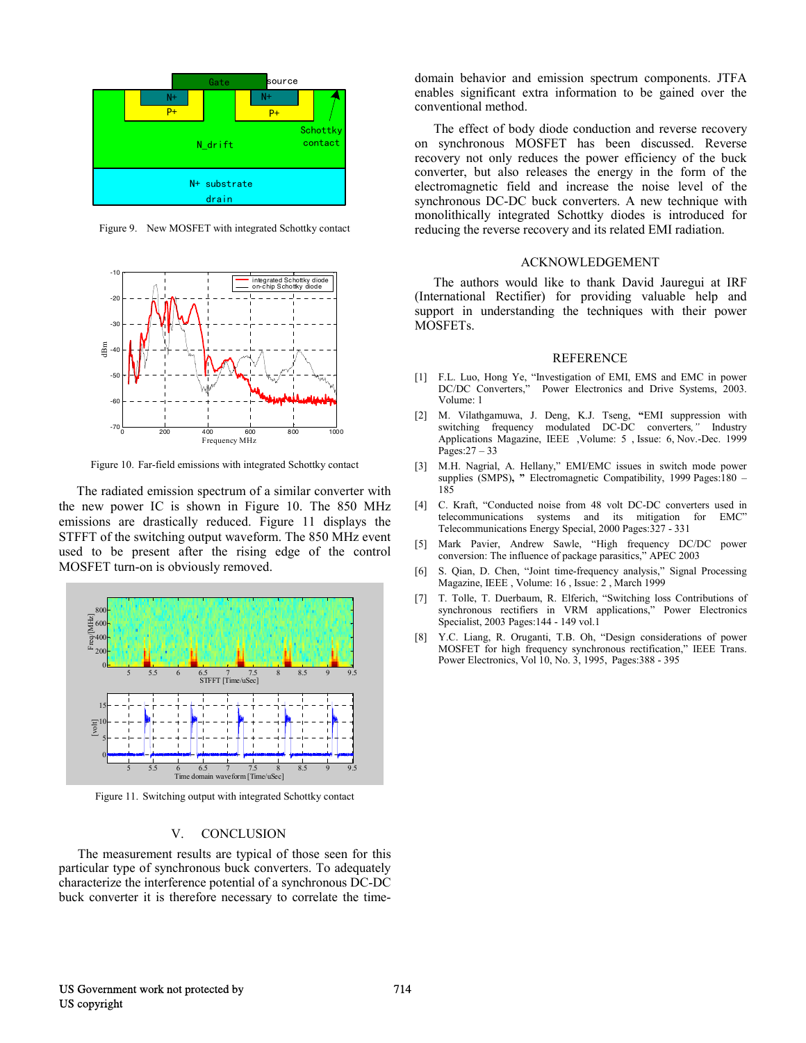Gate

source

N+

N+

P+

P+

Schottky contact

N_drift

N+ substrate

drain

Figure 9. New MOSFET with integrated Schottky contact

integrated Schottky diode
on-chip Schottky diode

dBm

-10
-20
-30
-40
-50
-60
-70

0
200
400
600
800
1000

Frequency MHz

Figure 10. Far-field emissions with integrated Schottky contact

The radiated emission spectrum of a similar converter with the new power IC is shown in Figure 10. The 850 MHz emissions are drastically reduced. Figure 11 displays the STFFT of the switching output waveform. The 850 MHz event used to be present after the rising edge of the control MOSFET turn-on is obviously removed.

Freq[MHz]

800
600
400
200
0

5 5.5 6 6.5 7 7.5 8 8.5 9 9.5

STFFT [Time/uSec]

[volt]

15
10
5
0

5 5.5 6 6.5 7 7.5 8 8.5 9 9.5

Time domain waveform [Time/uSec]

Figure 11. Switching output with integrated Schottky contact

## V. CONCLUSION

The measurement results are typical of those seen for this particular type of synchronous buck converters. To adequately characterize the interference potential of a synchronous DC-DC buck converter it is therefore necessary to correlate the time-domain behavior and emission spectrum components. JTFA enables significant extra information to be gained over the conventional method.

The effect of body diode conduction and reverse recovery on synchronous MOSFET has been discussed. Reverse recovery not only reduces the power efficiency of the buck converter, but also releases the energy in the form of the electromagnetic field and increase the noise level of the synchronous DC-DC buck converters. A new technique with monolithically integrated Schottky diodes is introduced for reducing the reverse recovery and its related EMI radiation.

## ACKNOWLEDGEMENT

The authors would like to thank David Jauregui at IRF (International Rectifier) for providing valuable help and support in understanding the techniques with their power MOSFETs.

## REFERENCE

[1] F.L. Luo, Hong Ye, "Investigation of EMI, EMS and EMC in power DC/DC Converters," Power Electronics and Drive Systems, 2003. Volume: 1

[2] M. Vilathgamuwa, J. Deng, K.J. Tseng, **"**EMI suppression with switching frequency modulated DC-DC converters*,"* Industry Applications Magazine, IEEE ,Volume: 5 , Issue: 6, Nov.-Dec. 1999 Pages:27 – 33

[3] M.H. Nagrial, A. Hellany," EMI/EMC issues in switch mode power supplies (SMPS)**, "** Electromagnetic Compatibility, 1999 Pages:180 – 185

[4] C. Kraft, "Conducted noise from 48 volt DC-DC converters used in telecommunications systems and its mitigation for EMC" Telecommunications Energy Special, 2000 Pages:327 - 331

[5] Mark Pavier, Andrew Sawle, "High frequency DC/DC power conversion: The influence of package parasitics," APEC 2003

[6] S. Qian, D. Chen, "Joint time-frequency analysis," Signal Processing Magazine, IEEE , Volume: 16 , Issue: 2 , March 1999

[7] T. Tolle, T. Duerbaum, R. Elferich, "Switching loss Contributions of synchronous rectifiers in VRM applications," Power Electronics Specialist, 2003 Pages:144 - 149 vol.1

[8] Y.C. Liang, R. Oruganti, T.B. Oh, "Design considerations of power MOSFET for high frequency synchronous rectification," IEEE Trans. Power Electronics, Vol 10, No. 3, 1995, Pages:388 - 395

US Government work not protected by US copyright